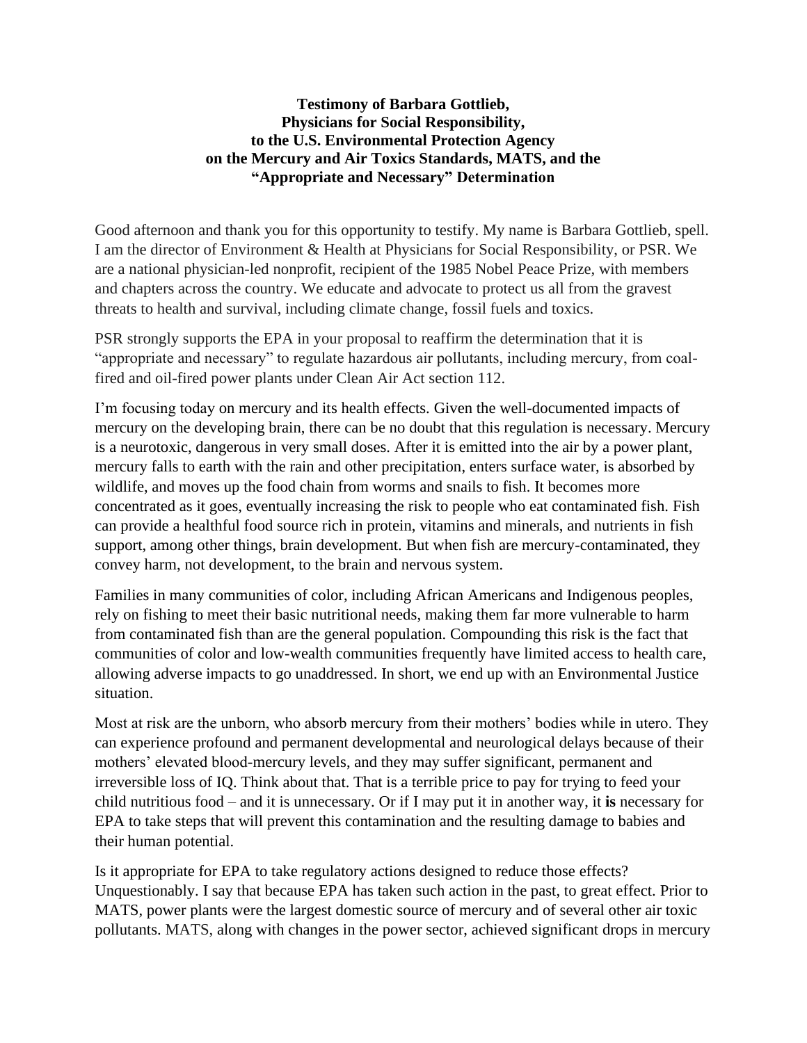**Testimony of Barbara Gottlieb,**
**Physicians for Social Responsibility,**
**to the U.S. Environmental Protection Agency**
**on the Mercury and Air Toxics Standards, MATS, and the**
**"Appropriate and Necessary" Determination**

Good afternoon and thank you for this opportunity to testify. My name is Barbara Gottlieb, spell. I am the director of Environment & Health at Physicians for Social Responsibility, or PSR. We are a national physician-led nonprofit, recipient of the 1985 Nobel Peace Prize, with members and chapters across the country. We educate and advocate to protect us all from the gravest threats to health and survival, including climate change, fossil fuels and toxics.

PSR strongly supports the EPA in your proposal to reaffirm the determination that it is "appropriate and necessary" to regulate hazardous air pollutants, including mercury, from coal-fired and oil-fired power plants under Clean Air Act section 112.

I'm focusing today on mercury and its health effects. Given the well-documented impacts of mercury on the developing brain, there can be no doubt that this regulation is necessary. Mercury is a neurotoxic, dangerous in very small doses. After it is emitted into the air by a power plant, mercury falls to earth with the rain and other precipitation, enters surface water, is absorbed by wildlife, and moves up the food chain from worms and snails to fish. It becomes more concentrated as it goes, eventually increasing the risk to people who eat contaminated fish. Fish can provide a healthful food source rich in protein, vitamins and minerals, and nutrients in fish support, among other things, brain development. But when fish are mercury-contaminated, they convey harm, not development, to the brain and nervous system.

Families in many communities of color, including African Americans and Indigenous peoples, rely on fishing to meet their basic nutritional needs, making them far more vulnerable to harm from contaminated fish than are the general population. Compounding this risk is the fact that communities of color and low-wealth communities frequently have limited access to health care, allowing adverse impacts to go unaddressed. In short, we end up with an Environmental Justice situation.

Most at risk are the unborn, who absorb mercury from their mothers' bodies while in utero. They can experience profound and permanent developmental and neurological delays because of their mothers' elevated blood-mercury levels, and they may suffer significant, permanent and irreversible loss of IQ. Think about that. That is a terrible price to pay for trying to feed your child nutritious food – and it is unnecessary. Or if I may put it in another way, it **is** necessary for EPA to take steps that will prevent this contamination and the resulting damage to babies and their human potential.

Is it appropriate for EPA to take regulatory actions designed to reduce those effects? Unquestionably. I say that because EPA has taken such action in the past, to great effect. Prior to MATS, power plants were the largest domestic source of mercury and of several other air toxic pollutants. MATS, along with changes in the power sector, achieved significant drops in mercury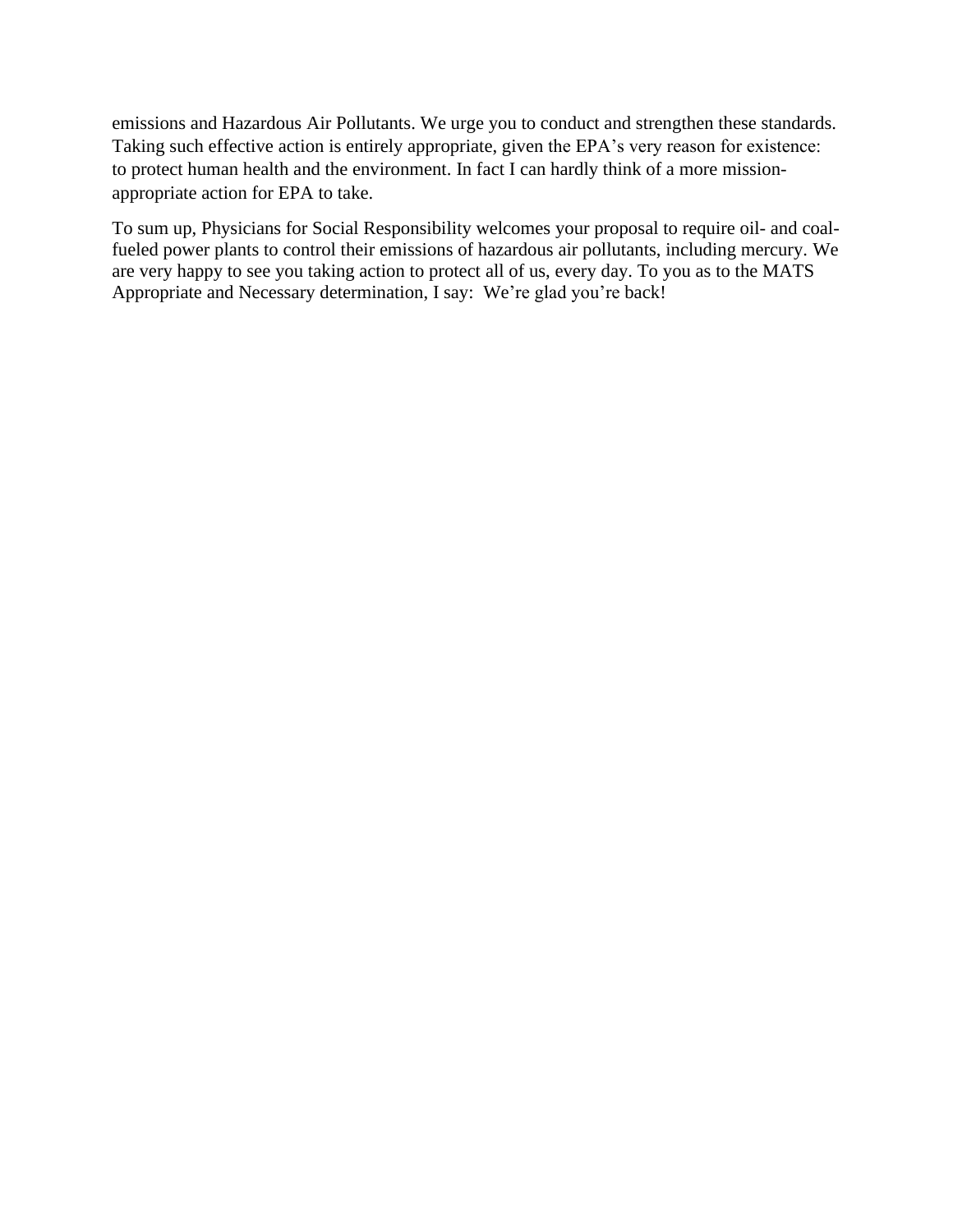emissions and Hazardous Air Pollutants. We urge you to conduct and strengthen these standards. Taking such effective action is entirely appropriate, given the EPA's very reason for existence: to protect human health and the environment. In fact I can hardly think of a more mission-appropriate action for EPA to take.

To sum up, Physicians for Social Responsibility welcomes your proposal to require oil- and coal-fueled power plants to control their emissions of hazardous air pollutants, including mercury. We are very happy to see you taking action to protect all of us, every day. To you as to the MATS Appropriate and Necessary determination, I say: We're glad you're back!